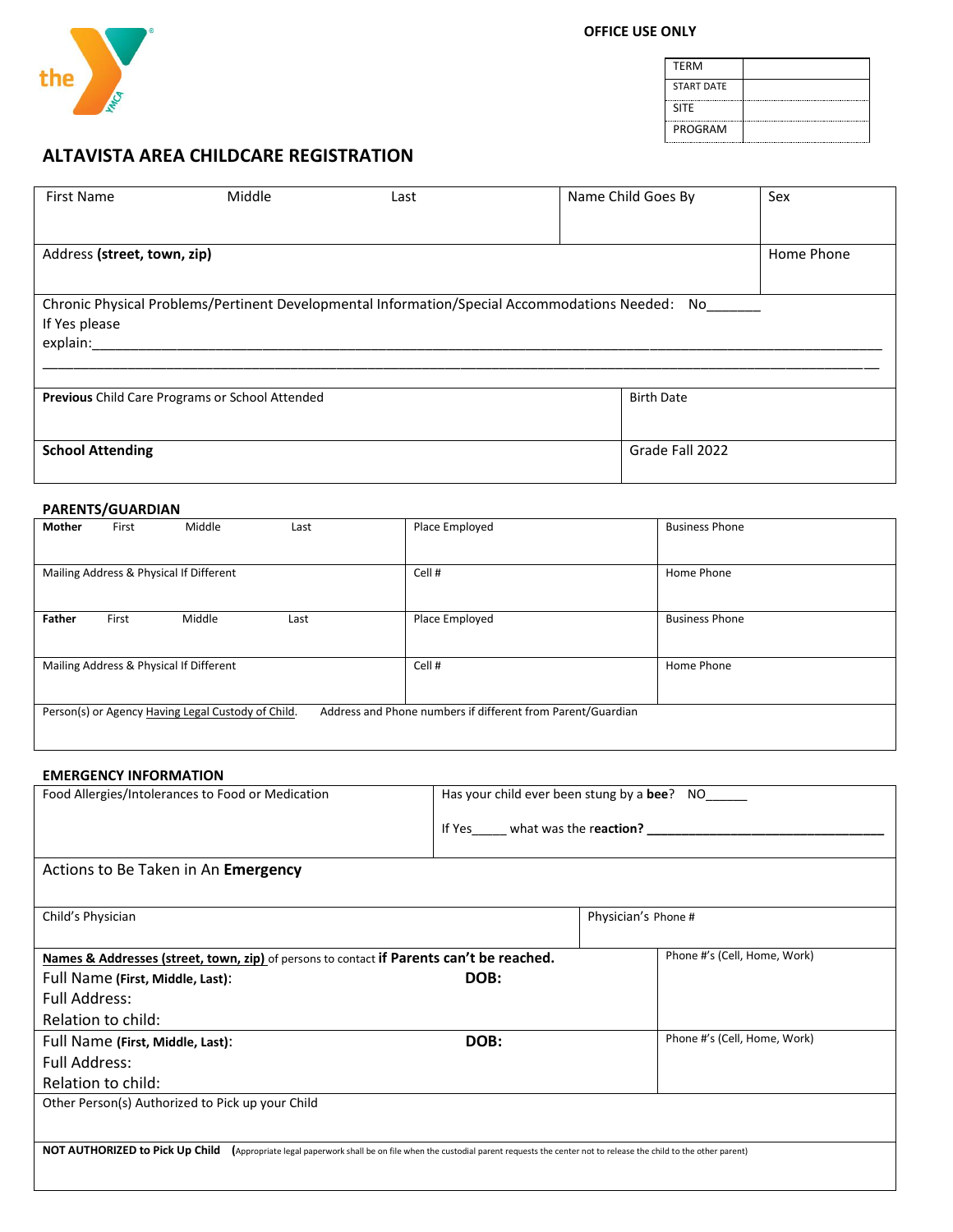**OFFICE USE ONLY**

| TERM | |
|---|---|
| START DATE | |
| SITE | |
| PROGRAM | |

## ALTAVISTA AREA CHILDCARE REGISTRATION

| First Name | Middle | Last | Name Child Goes By | Sex |
|---|---|---|---|---|
| Address **(street, town, zip)** | | | | Home Phone |

Chronic Physical Problems/Pertinent Developmental Information/Special Accommodations Needed: No_______
If Yes please explain:_______________________________________________________________________________________________
_______________________________________________________________________________________________________________

| **Previous** Child Care Programs or School Attended | Birth Date |
|---|---|
| **School Attending** | Grade Fall 2022 |

### PARENTS/GUARDIAN

| **Mother** First Middle Last | Place Employed | Business Phone |
|---|---|---|
| Mailing Address & Physical If Different | Cell # | Home Phone |
| **Father** First Middle Last | Place Employed | Business Phone |
| Mailing Address & Physical If Different | Cell # | Home Phone |
| Person(s) or Agency Having Legal Custody of Child. | Address and Phone numbers if different from Parent/Guardian | |

### EMERGENCY INFORMATION

| Food Allergies/Intolerances to Food or Medication | Has your child ever been stung by a **bee**? NO______ If Yes_____ what was the **reaction?** __________________________________ |
|---|---|
| Actions to Be Taken in An **Emergency** | |
| Child's Physician | Physician's Phone # |
| Names & Addresses (street, town, zip) of persons to contact **if Parents can't be reached.** Full Name **(First, Middle, Last)**: **DOB:** Full Address: Relation to child: | Phone #'s (Cell, Home, Work) |
| Full Name **(First, Middle, Last)**: **DOB:** Full Address: Relation to child: | Phone #'s (Cell, Home, Work) |
| Other Person(s) Authorized to Pick up your Child | |
| **NOT AUTHORIZED to Pick Up Child** (Appropriate legal paperwork shall be on file when the custodial parent requests the center not to release the child to the other parent) | |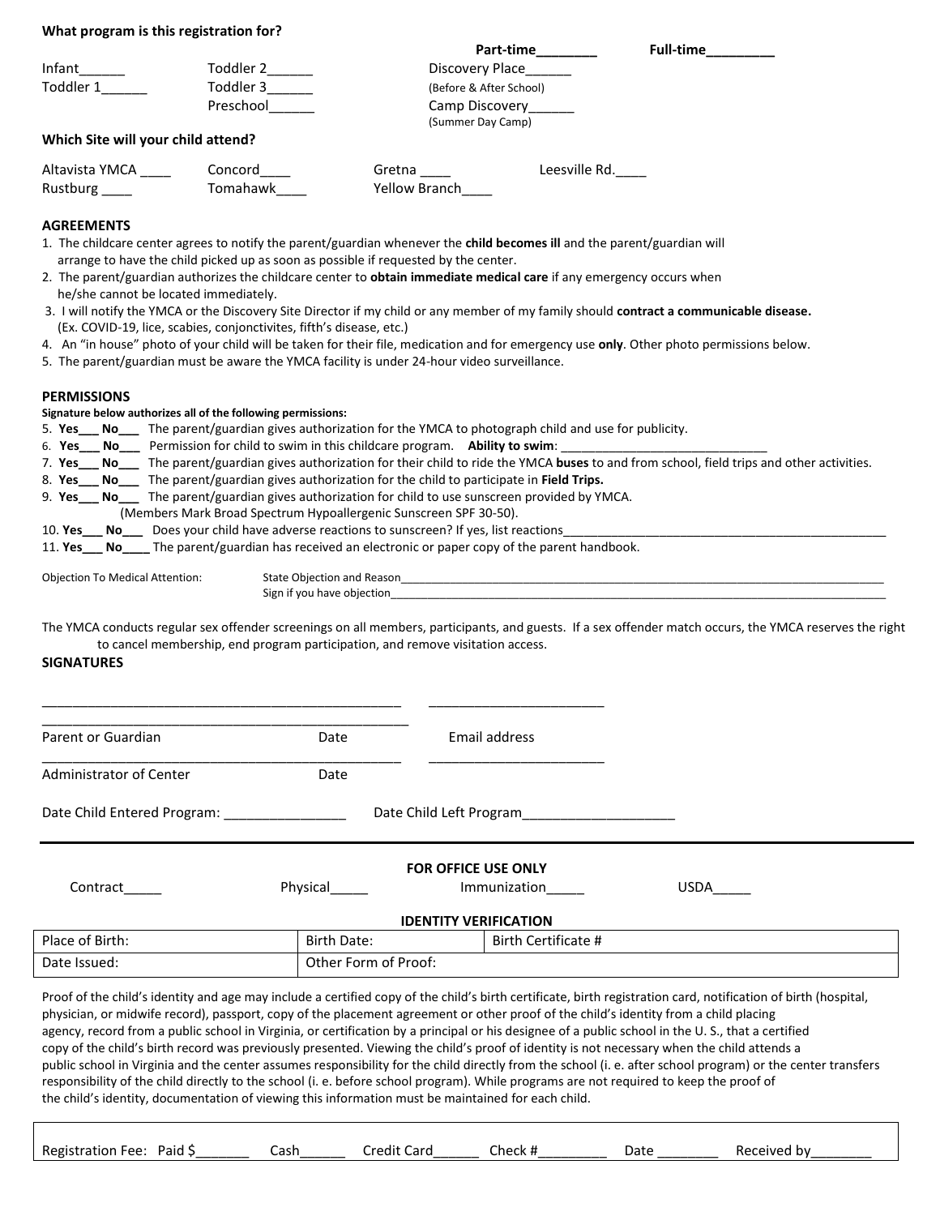**What program is this registration for?**

**Part-time________** **Full-time_________**

Infant______ Toddler 2______ Discovery Place______
Toddler 1______ Toddler 3______ (Before & After School)
Preschool______ Camp Discovery______
(Summer Day Camp)

**Which Site will your child attend?**

Altavista YMCA ____ Concord____ Gretna ____ Leesville Rd.____
Rustburg ____ Tomahawk____ Yellow Branch____

**AGREEMENTS**

1. The childcare center agrees to notify the parent/guardian whenever the **child becomes ill** and the parent/guardian will arrange to have the child picked up as soon as possible if requested by the center.
2. The parent/guardian authorizes the childcare center to **obtain immediate medical care** if any emergency occurs when he/she cannot be located immediately.
3. I will notify the YMCA or the Discovery Site Director if my child or any member of my family should **contract a communicable disease.** (Ex. COVID-19, lice, scabies, conjonctivites, fifth's disease, etc.)
4. An "in house" photo of your child will be taken for their file, medication and for emergency use **only**. Other photo permissions below.
5. The parent/guardian must be aware the YMCA facility is under 24-hour video surveillance.

**PERMISSIONS**

**Signature below authorizes all of the following permissions:**

5. **Yes**___ **No**___ The parent/guardian gives authorization for the YMCA to photograph child and use for publicity.
6. **Yes**___ **No**___ Permission for child to swim in this childcare program. **Ability to swim**: ______________________________
7. **Yes**___ **No**___ The parent/guardian gives authorization for their child to ride the YMCA **buses** to and from school, field trips and other activities.
8. **Yes**___ **No**___ The parent/guardian gives authorization for the child to participate in **Field Trips.**
9. **Yes**___ **No**___ The parent/guardian gives authorization for child to use sunscreen provided by YMCA. (Members Mark Broad Spectrum Hypoallergenic Sunscreen SPF 30-50).
10. **Yes**___ **No**___ Does your child have adverse reactions to sunscreen? If yes, list reactions_______________________________________________
11. **Yes**___ **No**____ The parent/guardian has received an electronic or paper copy of the parent handbook.

Objection To Medical Attention: State Objection and Reason_______________________________________________________________________________
Sign if you have objection_______________________________________________________________________________

The YMCA conducts regular sex offender screenings on all members, participants, and guests. If a sex offender match occurs, the YMCA reserves the right to cancel membership, end program participation, and remove visitation access.

**SIGNATURES**

__________________________________________________ ________________________
__________________________________________________
Parent or Guardian Date Email address

__________________________________________________ ________________________
Administrator of Center Date

Date Child Entered Program: ________________ Date Child Left Program____________________

**FOR OFFICE USE ONLY**

Contract_____ Physical_____ Immunization_____ USDA_____

**IDENTITY VERIFICATION**

| | | |
|---|---|---|
| Place of Birth: | Birth Date: | Birth Certificate # |
| Date Issued: | Other Form of Proof: | |

Proof of the child's identity and age may include a certified copy of the child's birth certificate, birth registration card, notification of birth (hospital, physician, or midwife record), passport, copy of the placement agreement or other proof of the child's identity from a child placing agency, record from a public school in Virginia, or certification by a principal or his designee of a public school in the U. S., that a certified copy of the child's birth record was previously presented. Viewing the child's proof of identity is not necessary when the child attends a public school in Virginia and the center assumes responsibility for the child directly from the school (i. e. after school program) or the center transfers responsibility of the child directly to the school (i. e. before school program). While programs are not required to keep the proof of the child's identity, documentation of viewing this information must be maintained for each child.

Registration Fee: Paid $_______ Cash______ Credit Card______ Check #_________ Date ________ Received by________